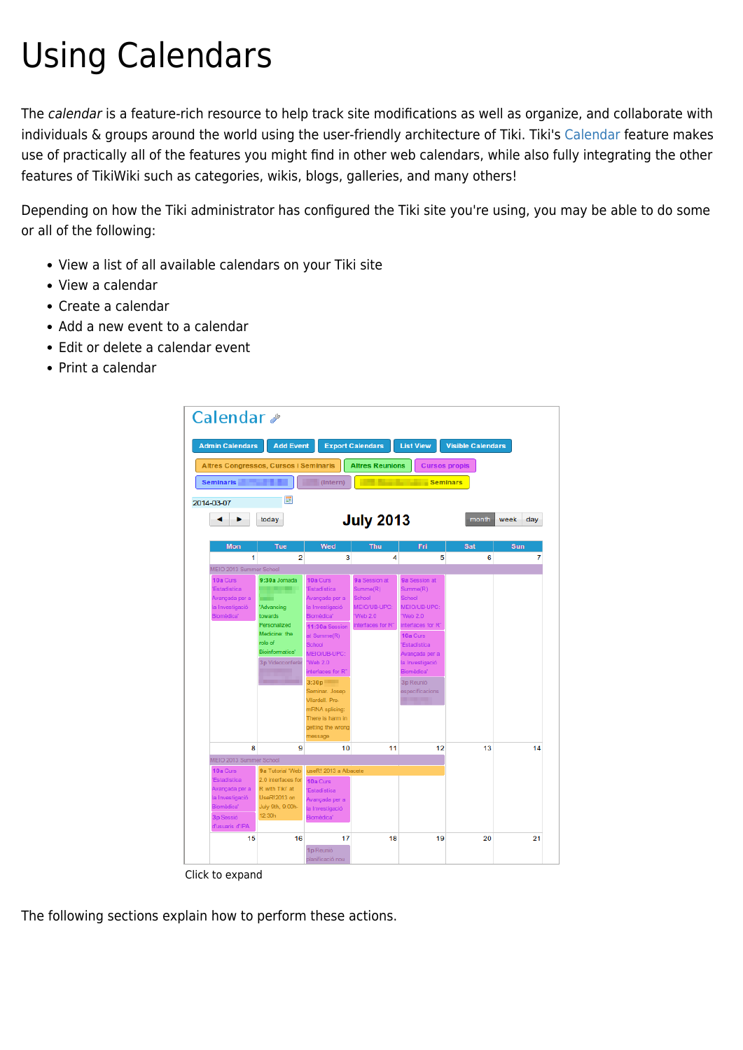# Using Calendars

The *calendar* is a feature-rich resource to help track site modifications as well as organize, and collaborate with individuals & groups around the world using the user-friendly architecture of Tiki. Tiki's Calendar feature makes use of practically all of the features you might find in other web calendars, while also fully integrating the other features of TikiWiki such as categories, wikis, blogs, galleries, and many others!

Depending on how the Tiki administrator has configured the Tiki site you're using, you may be able to do some or all of the following:

- View a list of all available calendars on your Tiki site
- View a calendar
- Create a calendar
- Add a new event to a calendar
- Edit or delete a calendar event
- Print a calendar

Click to expand

The following sections explain how to perform these actions.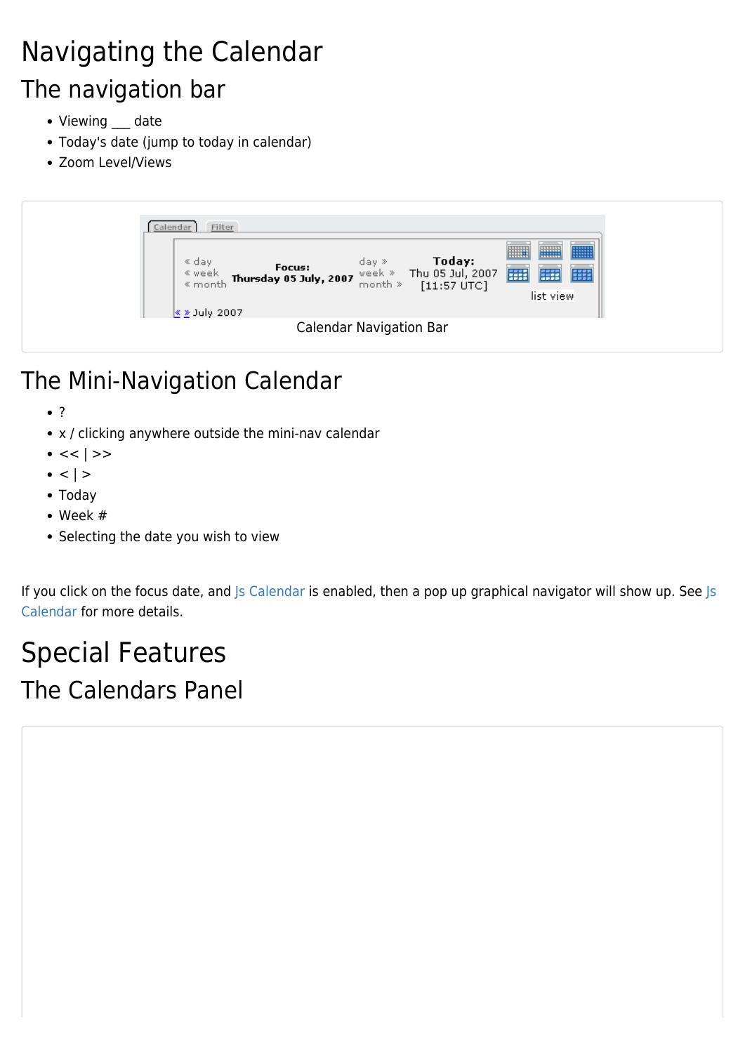# Navigating the Calendar

## The navigation bar

- Viewing ___ date
- Today's date (jump to today in calendar)
- Zoom Level/Views

Calendar Navigation Bar

## The Mini-Navigation Calendar

- ?
- x / clicking anywhere outside the mini-nav calendar
- << | >>
- < | >
- Today
- Week #
- Selecting the date you wish to view

If you click on the focus date, and Js Calendar is enabled, then a pop up graphical navigator will show up. See Js Calendar for more details.

# Special Features

## The Calendars Panel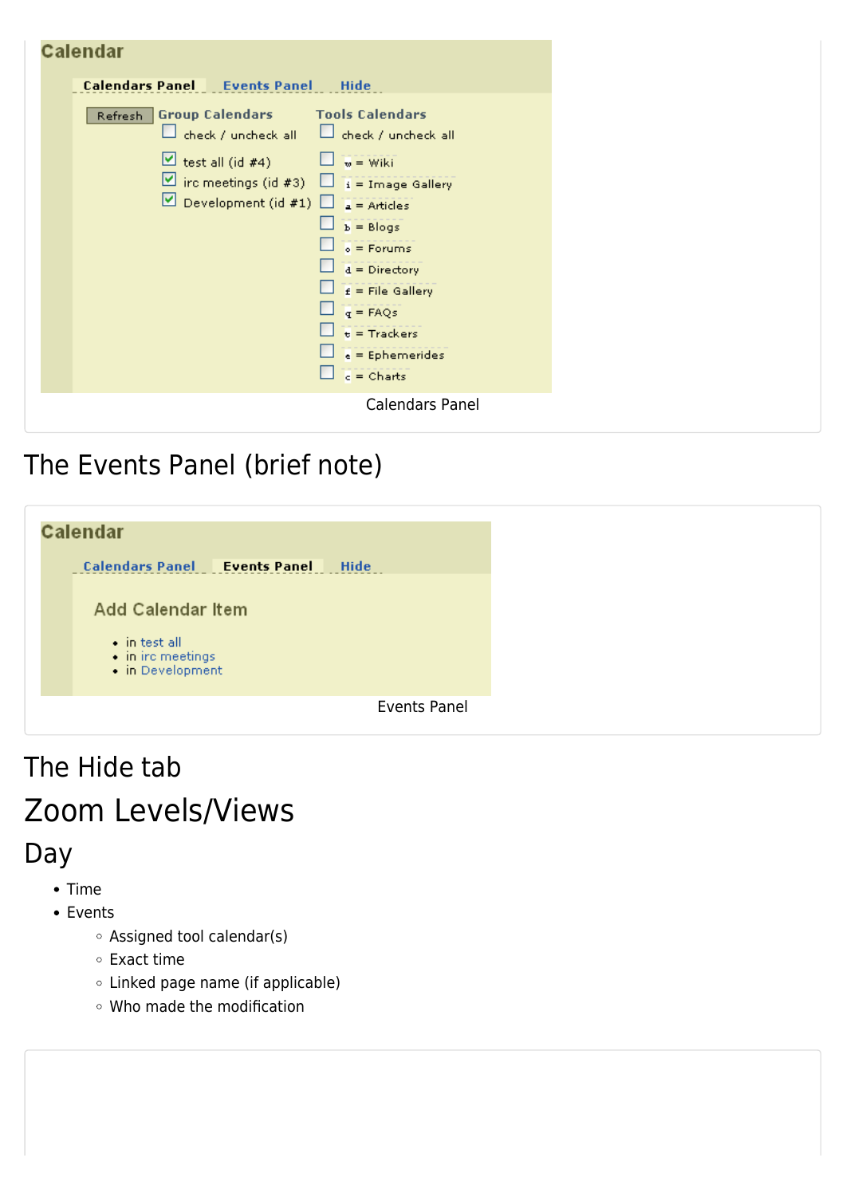Calendars Panel

## The Events Panel (brief note)

Events Panel

## The Hide tab

# Zoom Levels/Views

## Day

- Time
- Events
  - Assigned tool calendar(s)
  - Exact time
  - Linked page name (if applicable)
  - Who made the modification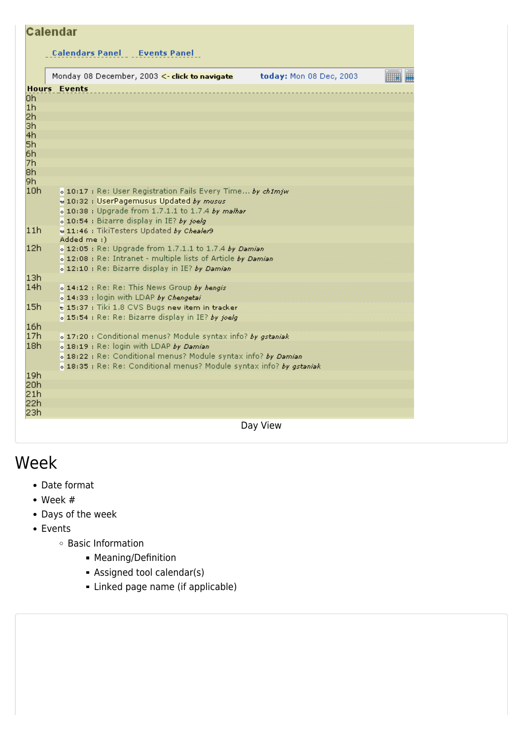Calendar

Calendars Panel    Events Panel

Monday 08 December, 2003 <- click to navigate    today: Mon 08 Dec, 2003

| Hours | Events |
|---|---|
| 0h | |
| 1h | |
| 2h | |
| 3h | |
| 4h | |
| 5h | |
| 6h | |
| 7h | |
| 8h | |
| 9h | |
| 10h | 10:17 : Re: User Registration Fails Every Time... *by ch1mjw*<br>10:32 : UserPagemusus Updated *by musus*<br>10:38 : Upgrade from 1.7.1.1 to 1.7.4 *by malhar*<br>10:54 : Bizarre display in IE? *by joelg* |
| 11h | 11:46 : TikiTesters Updated *by Chealer9*<br>Added me :) |
| 12h | 12:05 : Re: Upgrade from 1.7.1.1 to 1.7.4 *by Damian*<br>12:08 : Re: Intranet - multiple lists of Article *by Damian*<br>12:10 : Re: Bizarre display in IE? *by Damian* |
| 13h | |
| 14h | 14:12 : Re: Re: This News Group *by hengis*<br>14:33 : login with LDAP *by Chengetai* |
| 15h | 15:37 : Tiki 1.8 CVS Bugs new item in tracker<br>15:54 : Re: Re: Bizarre display in IE? *by joelg* |
| 16h | |
| 17h | 17:20 : Conditional menus? Module syntax info? *by gstaniak* |
| 18h | 18:19 : Re: login with LDAP *by Damian*<br>18:22 : Re: Conditional menus? Module syntax info? *by Damian*<br>18:35 : Re: Re: Conditional menus? Module syntax info? *by gstaniak* |
| 19h | |
| 20h | |
| 21h | |
| 22h | |
| 23h | |

Day View

# Week

- Date format
- Week #
- Days of the week
- Events
  - Basic Information
    - Meaning/Definition
    - Assigned tool calendar(s)
    - Linked page name (if applicable)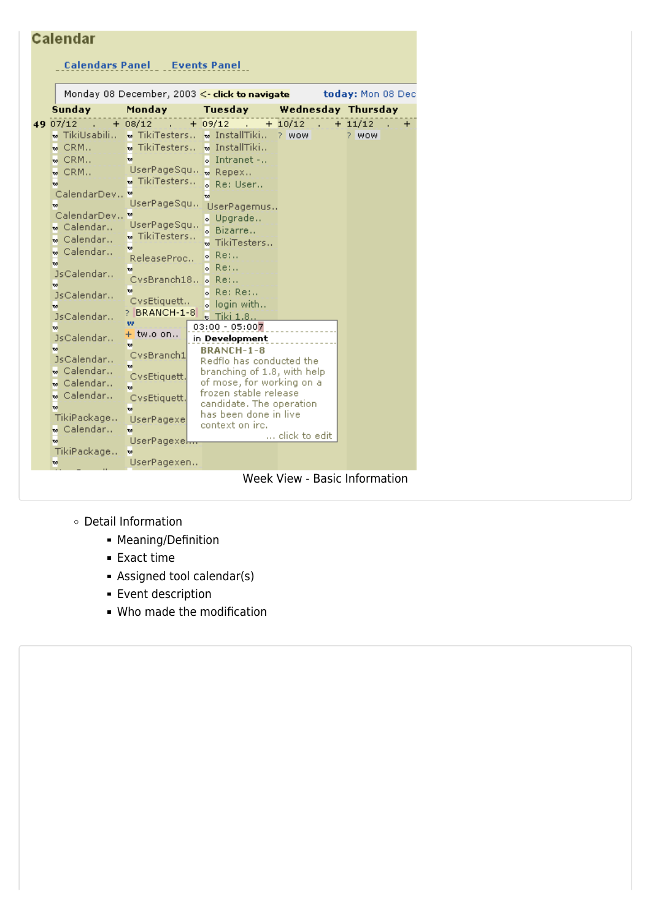Week View - Basic Information

- Detail Information
  - Meaning/Definition
  - Exact time
  - Assigned tool calendar(s)
  - Event description
  - Who made the modification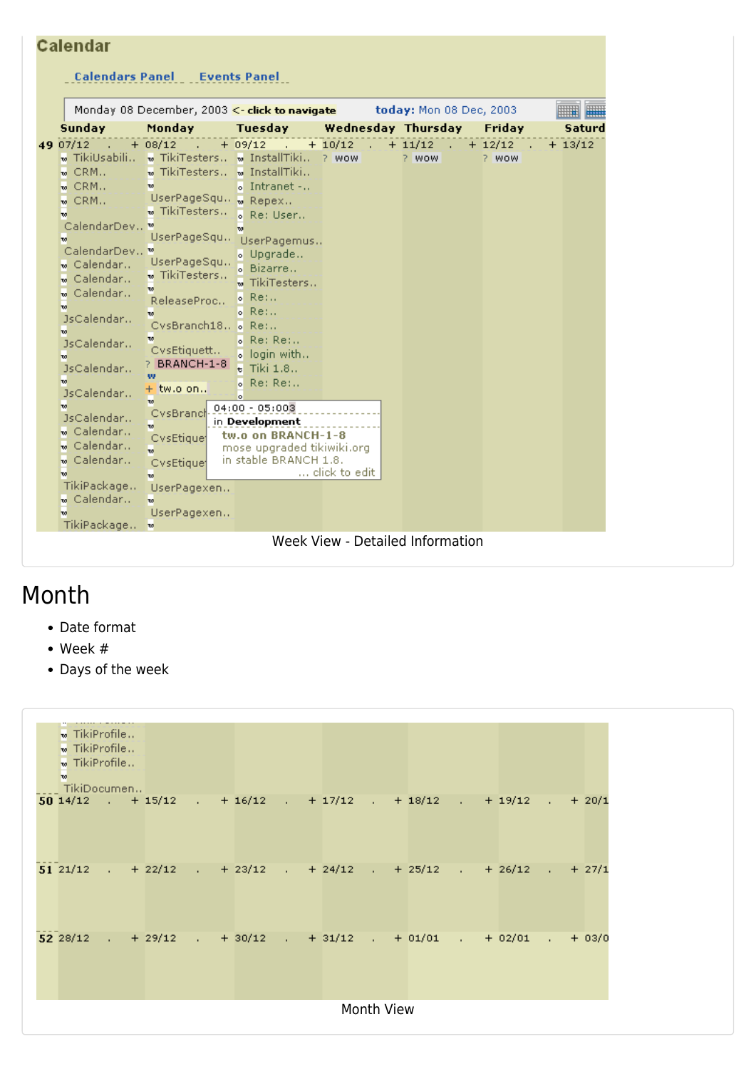Week View - Detailed Information

## Month

- Date format
- Week #
- Days of the week

Month View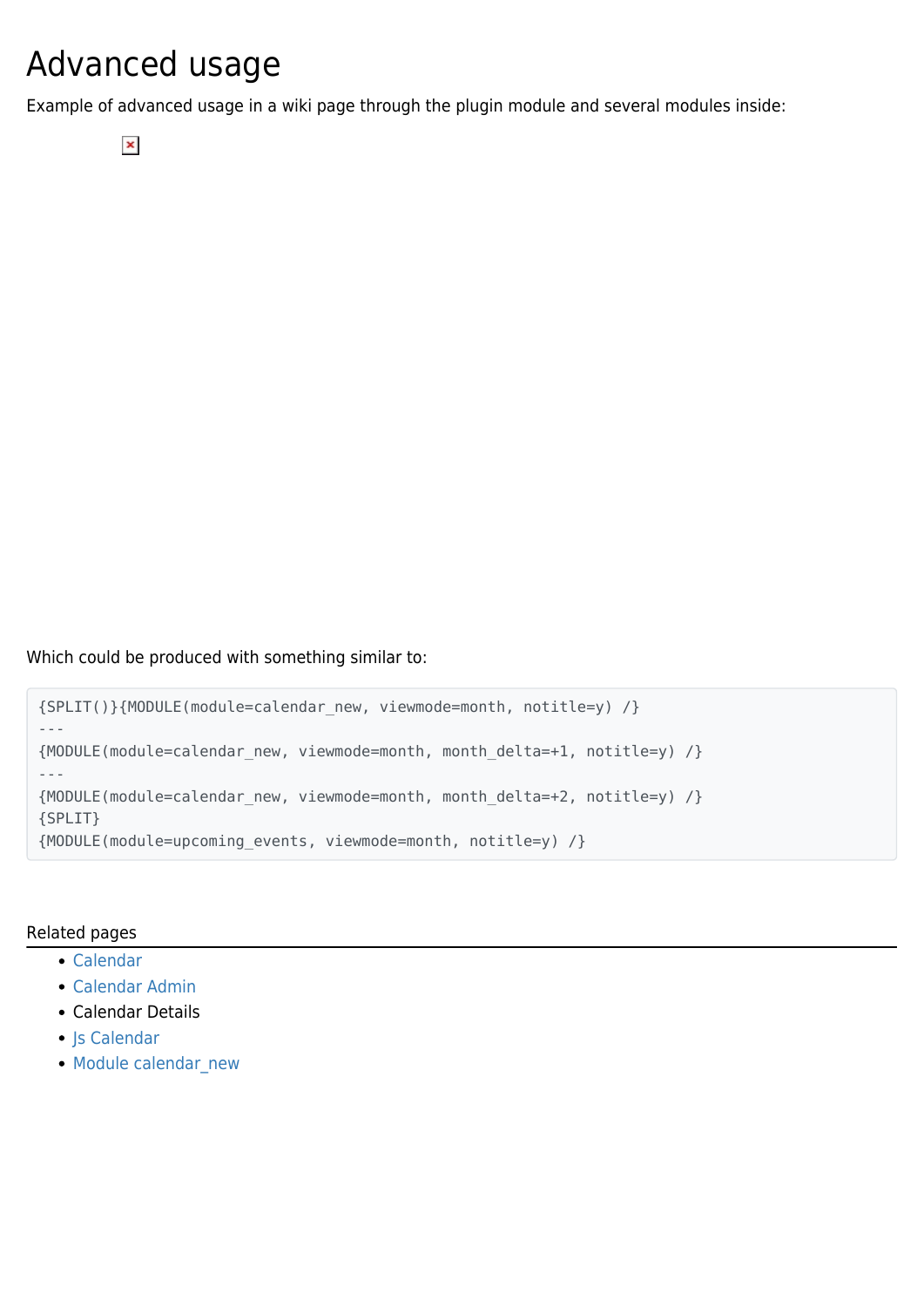# Advanced usage

Example of advanced usage in a wiki page through the plugin module and several modules inside:

Which could be produced with something similar to:

```
{SPLIT()}{MODULE(module=calendar_new, viewmode=month, notitle=y) /}
---
{MODULE(module=calendar_new, viewmode=month, month_delta=+1, notitle=y) /}
---
{MODULE(module=calendar_new, viewmode=month, month_delta=+2, notitle=y) /}
{SPLIT}
{MODULE(module=upcoming_events, viewmode=month, notitle=y) /}
```

Related pages

- Calendar
- Calendar Admin
- Calendar Details
- Js Calendar
- Module calendar_new